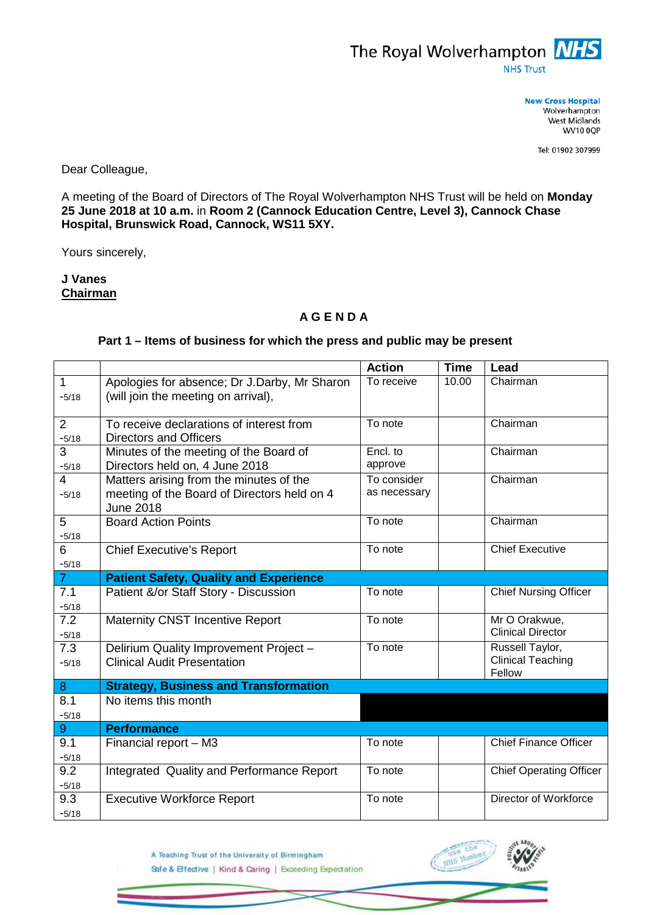The Royal Wolverhampton **NHS**
NHS Trust

**New Cross Hospital**
Wolverhampton
West Midlands
WV10 0QP

Tel: 01902 307999

Dear Colleague,

A meeting of the Board of Directors of The Royal Wolverhampton NHS Trust will be held on **Monday 25 June 2018 at 10 a.m.** in **Room 2 (Cannock Education Centre, Level 3), Cannock Chase Hospital, Brunswick Road, Cannock, WS11 5XY.**

Yours sincerely,

**J Vanes**
**Chairman**

## A G E N D A

### Part 1 – Items of business for which the press and public may be present

| | | Action | Time | Lead |
|---|---|---|---|---|
| 1 -5/18 | Apologies for absence; Dr J.Darby, Mr Sharon (will join the meeting on arrival), | To receive | 10.00 | Chairman |
| 2 -5/18 | To receive declarations of interest from Directors and Officers | To note | | Chairman |
| 3 -5/18 | Minutes of the meeting of the Board of Directors held on, 4 June 2018 | Encl. to approve | | Chairman |
| 4 -5/18 | Matters arising from the minutes of the meeting of the Board of Directors held on 4 June 2018 | To consider as necessary | | Chairman |
| 5 -5/18 | Board Action Points | To note | | Chairman |
| 6 -5/18 | Chief Executive's Report | To note | | Chief Executive |
| 7 | **Patient Safety, Quality and Experience** | | | |
| 7.1 -5/18 | Patient &/or Staff Story - Discussion | To note | | Chief Nursing Officer |
| 7.2 -5/18 | Maternity CNST Incentive Report | To note | | Mr O Orakwue, Clinical Director |
| 7.3 -5/18 | Delirium Quality Improvement Project – Clinical Audit Presentation | To note | | Russell Taylor, Clinical Teaching Fellow |
| 8 | **Strategy, Business and Transformation** | | | |
| 8.1 -5/18 | No items this month | | | |
| 9 | **Performance** | | | |
| 9.1 -5/18 | Financial report – M3 | To note | | Chief Finance Officer |
| 9.2 -5/18 | Integrated Quality and Performance Report | To note | | Chief Operating Officer |
| 9.3 -5/18 | Executive Workforce Report | To note | | Director of Workforce |

A Teaching Trust of the University of Birmingham
Safe & Effective | Kind & Caring | Exceeding Expectation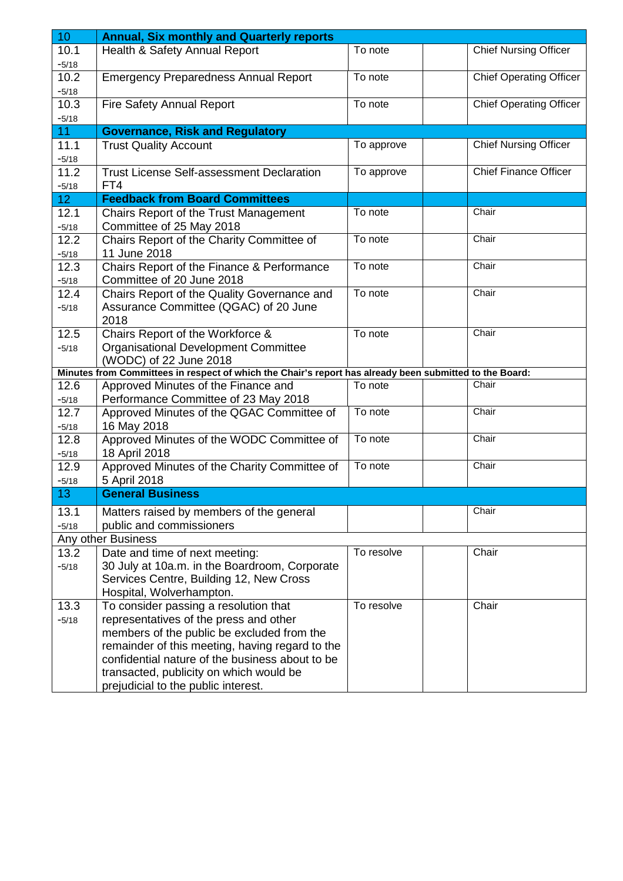| | | | | |
|---|---|---|---|---|
| **10** | **Annual, Six monthly and Quarterly reports** | | | |
| 10.1 -5/18 | Health & Safety Annual Report | To note | | Chief Nursing Officer |
| 10.2 -5/18 | Emergency Preparedness Annual Report | To note | | Chief Operating Officer |
| 10.3 -5/18 | Fire Safety Annual Report | To note | | Chief Operating Officer |
| **11** | **Governance, Risk and Regulatory** | | | |
| 11.1 -5/18 | Trust Quality Account | To approve | | Chief Nursing Officer |
| 11.2 -5/18 | Trust License Self-assessment Declaration FT4 | To approve | | Chief Finance Officer |
| **12** | **Feedback from Board Committees** | | | |
| 12.1 -5/18 | Chairs Report of the Trust Management Committee of 25 May 2018 | To note | | Chair |
| 12.2 -5/18 | Chairs Report of the Charity Committee of 11 June 2018 | To note | | Chair |
| 12.3 -5/18 | Chairs Report of the Finance & Performance Committee of 20 June 2018 | To note | | Chair |
| 12.4 -5/18 | Chairs Report of the Quality Governance and Assurance Committee (QGAC) of 20 June 2018 | To note | | Chair |
| 12.5 -5/18 | Chairs Report of the Workforce & Organisational Development Committee (WODC) of 22 June 2018 | To note | | Chair |
| **Minutes from Committees in respect of which the Chair's report has already been submitted to the Board:** | | | | |
| 12.6 -5/18 | Approved Minutes of the Finance and Performance Committee of 23 May 2018 | To note | | Chair |
| 12.7 -5/18 | Approved Minutes of the QGAC Committee of 16 May 2018 | To note | | Chair |
| 12.8 -5/18 | Approved Minutes of the WODC Committee of 18 April 2018 | To note | | Chair |
| 12.9 -5/18 | Approved Minutes of the Charity Committee of 5 April 2018 | To note | | Chair |
| **13** | **General Business** | | | |
| 13.1 -5/18 | Matters raised by members of the general public and commissioners | | | Chair |
| Any other Business | | | | |
| 13.2 -5/18 | Date and time of next meeting: 30 July at 10a.m. in the Boardroom, Corporate Services Centre, Building 12, New Cross Hospital, Wolverhampton. | To resolve | | Chair |
| 13.3 -5/18 | To consider passing a resolution that representatives of the press and other members of the public be excluded from the remainder of this meeting, having regard to the confidential nature of the business about to be transacted, publicity on which would be prejudicial to the public interest. | To resolve | | Chair |